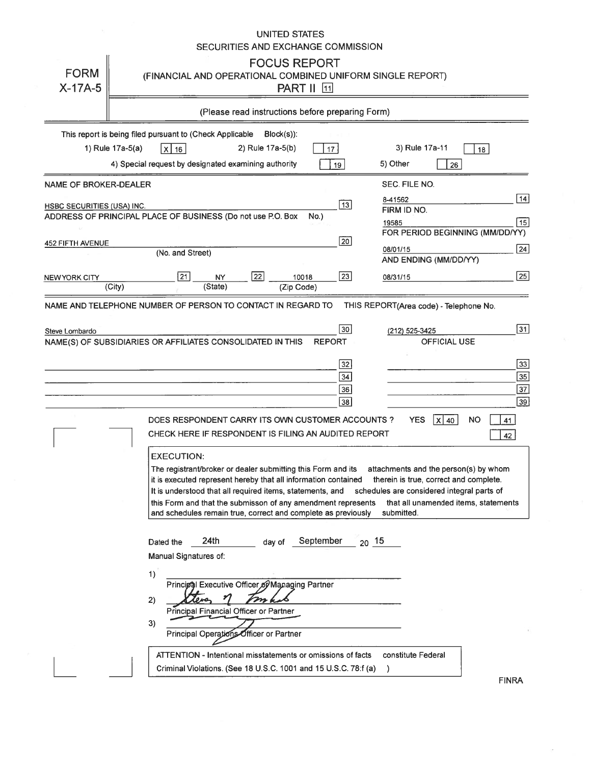UNITED STATES
SECURITIES AND EXCHANGE COMMISSION

# FORM X-17A-5

## FOCUS REPORT
(FINANCIAL AND OPERATIONAL COMBINED UNIFORM SINGLE REPORT)
PART II [11]

(Please read instructions before preparing Form)

This report is being filed pursuant to (Check Applicable Block(s)):

1) Rule 17a-5(a) [X] [16] 2) Rule 17a-5(b) [ ] [17] 3) Rule 17a-11 [ ] [18]

4) Special request by designated examining authority [ ] [19] 5) Other [ ] [26]

| NAME OF BROKER-DEALER | | SEC. FILE NO. | |
|---|---|---|---|
| HSBC SECURITIES (USA) INC. | [13] | 8-41562 | [14] |
| ADDRESS OF PRINCIPAL PLACE OF BUSINESS (Do not use P.O. Box No.) | | FIRM ID NO. | |
| | | 19585 | [15] |
| 452 FIFTH AVENUE (No. and Street) | [20] | FOR PERIOD BEGINNING (MM/DD/YY) | |
| | | 08/01/15 | [24] |
| NEW YORK CITY (City) [21] NY (State) [22] 10018 (Zip Code) | [23] | AND ENDING (MM/DD/YY) | |
| | | 08/31/15 | [25] |

NAME AND TELEPHONE NUMBER OF PERSON TO CONTACT IN REGARD TO THIS REPORT (Area code) - Telephone No.

| | | | |
|---|---|---|---|
| Steve Lombardo | [30] | (212) 525-3425 | [31] |

NAME(S) OF SUBSIDIARIES OR AFFILIATES CONSOLIDATED IN THIS REPORT — OFFICIAL USE

| | | | |
|---|---|---|---|
| | [32] | | [33] |
| | [34] | | [35] |
| | [36] | | [37] |
| | [38] | | [39] |

DOES RESPONDENT CARRY ITS OWN CUSTOMER ACCOUNTS? YES [X] [40] NO [ ] [41]

CHECK HERE IF RESPONDENT IS FILING AN AUDITED REPORT [ ] [42]

**EXECUTION:**

The registrant/broker or dealer submitting this Form and its attachments and the person(s) by whom it is executed represent hereby that all information contained therein is true, correct and complete. It is understood that all required items, statements, and schedules are considered integral parts of this Form and that the submisson of any amendment represents that all unamended items, statements and schedules remain true, correct and complete as previously submitted.

Dated the 24th day of September 20 15

Manual Signatures of:

1) ______________________
Principal Executive Officer or Managing Partner

2) Steven M. Lombardo
Principal Financial Officer or Partner

3) ______________________
Principal Operations Officer or Partner

ATTENTION - Intentional misstatements or omissions of facts constitute Federal Criminal Violations. (See 18 U.S.C. 1001 and 15 U.S.C. 78:f (a) )

FINRA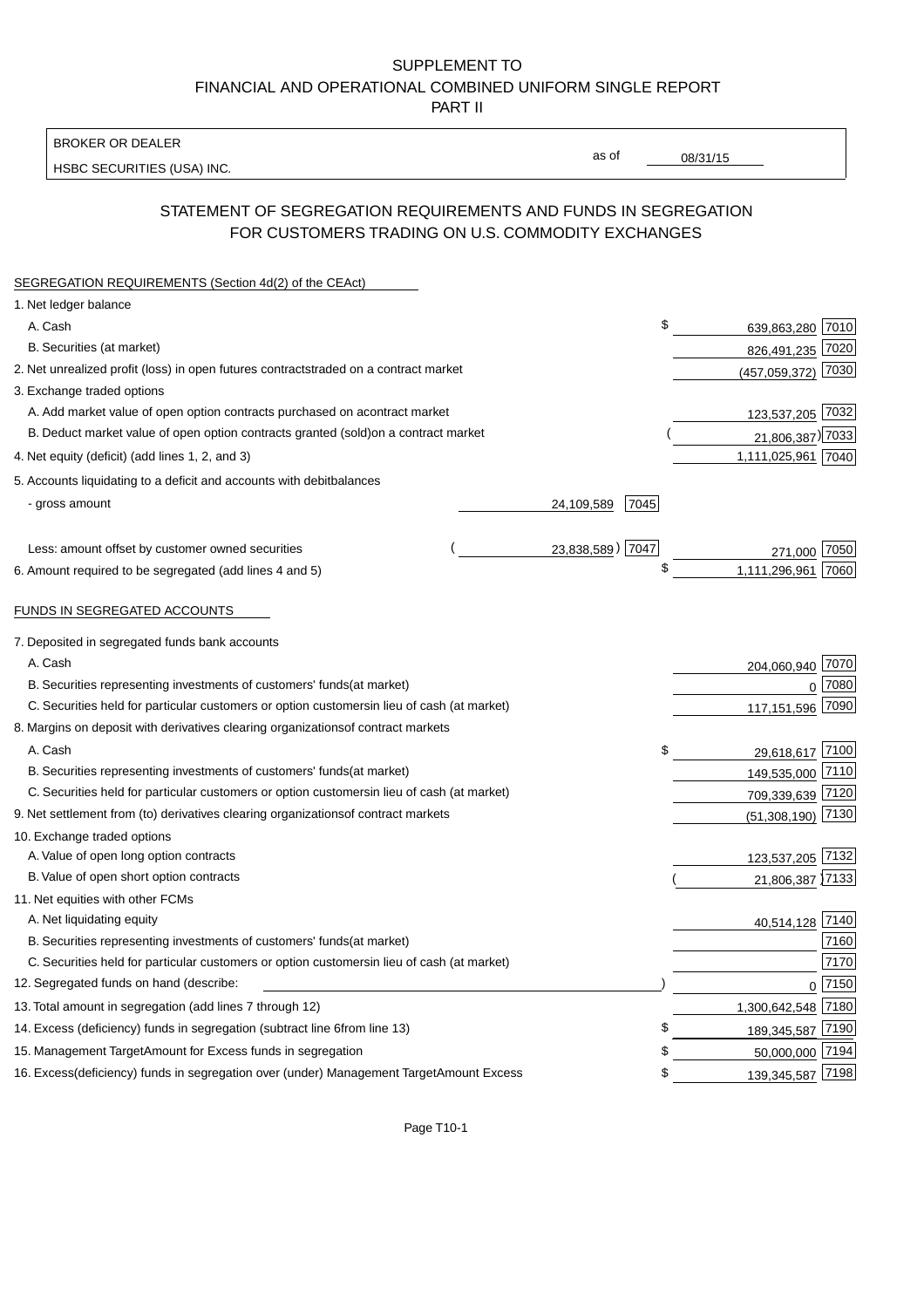SUPPLEMENT TO
FINANCIAL AND OPERATIONAL COMBINED UNIFORM SINGLE REPORT
PART II

| BROKER OR DEALER | | |
|---|---|---|
| HSBC SECURITIES (USA) INC. | as of | 08/31/15 |

## STATEMENT OF SEGREGATION REQUIREMENTS AND FUNDS IN SEGREGATION FOR CUSTOMERS TRADING ON U.S. COMMODITY EXCHANGES

| SEGREGATION REQUIREMENTS (Section 4d(2) of the CEAct) | | | | |
|---|---|---|---|---|
| 1. Net ledger balance | | | | |
| A. Cash | | | $ 639,863,280 | 7010 |
| B. Securities (at market) | | | 826,491,235 | 7020 |
| 2. Net unrealized profit (loss) in open futures contracts traded on a contract market | | | (457,059,372) | 7030 |
| 3. Exchange traded options | | | | |
| A. Add market value of open option contracts purchased on a contract market | | | 123,537,205 | 7032 |
| B. Deduct market value of open option contracts granted (sold) on a contract market | | | (21,806,387) | 7033 |
| 4. Net equity (deficit) (add lines 1, 2, and 3) | | | 1,111,025,961 | 7040 |
| 5. Accounts liquidating to a deficit and accounts with debit balances | | | | |
| - gross amount | 24,109,589 | 7045 | | |
| Less: amount offset by customer owned securities | (23,838,589) | 7047 | 271,000 | 7050 |
| 6. Amount required to be segregated (add lines 4 and 5) | | | $ 1,111,296,961 | 7060 |
| **FUNDS IN SEGREGATED ACCOUNTS** | | | | |
| 7. Deposited in segregated funds bank accounts | | | | |
| A. Cash | | | 204,060,940 | 7070 |
| B. Securities representing investments of customers' funds (at market) | | | 0 | 7080 |
| C. Securities held for particular customers or option customers in lieu of cash (at market) | | | 117,151,596 | 7090 |
| 8. Margins on deposit with derivatives clearing organizations of contract markets | | | | |
| A. Cash | | | $ 29,618,617 | 7100 |
| B. Securities representing investments of customers' funds (at market) | | | 149,535,000 | 7110 |
| C. Securities held for particular customers or option customers in lieu of cash (at market) | | | 709,339,639 | 7120 |
| 9. Net settlement from (to) derivatives clearing organizations of contract markets | | | (51,308,190) | 7130 |
| 10. Exchange traded options | | | | |
| A. Value of open long option contracts | | | 123,537,205 | 7132 |
| B. Value of open short option contracts | | | (21,806,387) | 7133 |
| 11. Net equities with other FCMs | | | | |
| A. Net liquidating equity | | | 40,514,128 | 7140 |
| B. Securities representing investments of customers' funds (at market) | | | | 7160 |
| C. Securities held for particular customers or option customers in lieu of cash (at market) | | | | 7170 |
| 12. Segregated funds on hand (describe: ) | | | 0 | 7150 |
| 13. Total amount in segregation (add lines 7 through 12) | | | 1,300,642,548 | 7180 |
| 14. Excess (deficiency) funds in segregation (subtract line 6 from line 13) | | | $ 189,345,587 | 7190 |
| 15. Management Target Amount for Excess funds in segregation | | | $ 50,000,000 | 7194 |
| 16. Excess (deficiency) funds in segregation over (under) Management Target Amount Excess | | | $ 139,345,587 | 7198 |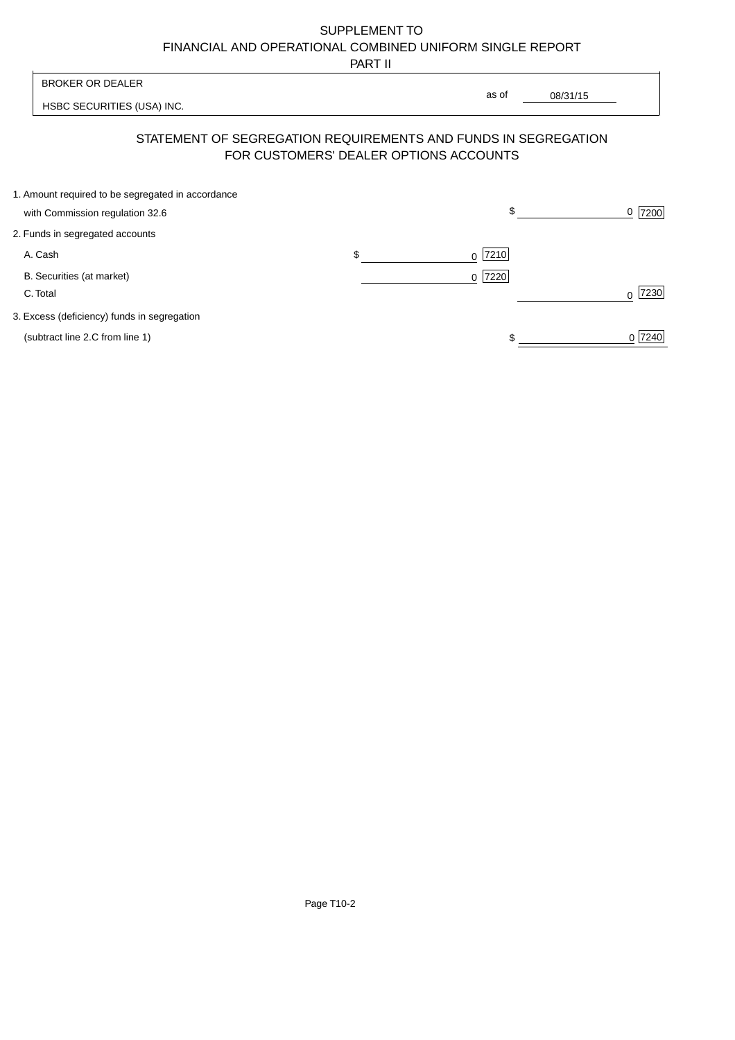SUPPLEMENT TO
FINANCIAL AND OPERATIONAL COMBINED UNIFORM SINGLE REPORT
PART II

| BROKER OR DEALER | |
|---|---|
| HSBC SECURITIES (USA) INC. | as of 08/31/15 |

## STATEMENT OF SEGREGATION REQUIREMENTS AND FUNDS IN SEGREGATION FOR CUSTOMERS' DEALER OPTIONS ACCOUNTS

| | | |
|---|---|---|
| 1. Amount required to be segregated in accordance with Commission regulation 32.6 | | $ 0 [7200] |
| 2. Funds in segregated accounts | | |
| A. Cash | $ 0 [7210] | |
| B. Securities (at market) | 0 [7220] | |
| C. Total | | 0 [7230] |
| 3. Excess (deficiency) funds in segregation (subtract line 2.C from line 1) | | $ 0 [7240] |

Page T10-2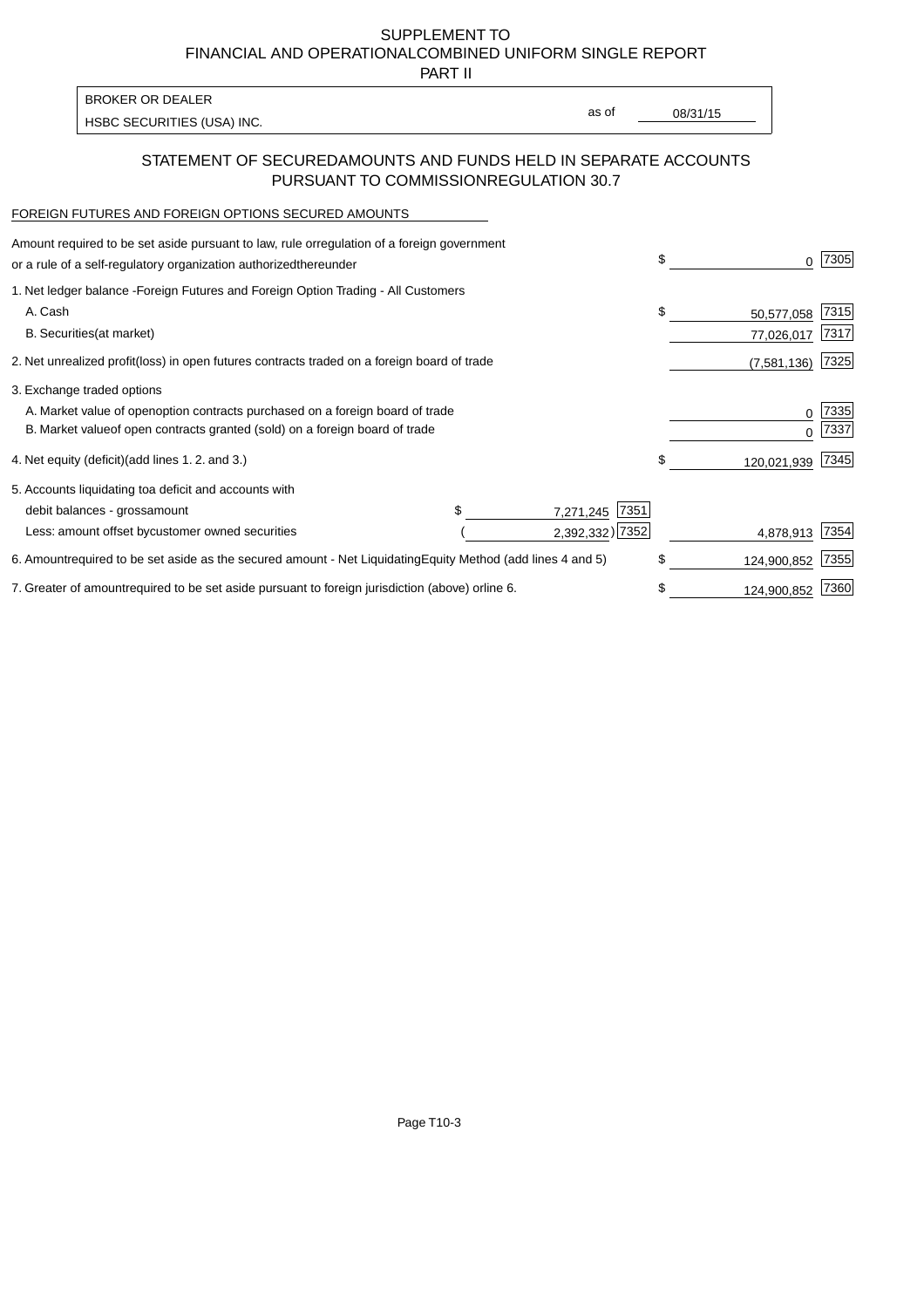SUPPLEMENT TO
FINANCIAL AND OPERATIONAL COMBINED UNIFORM SINGLE REPORT
PART II

BROKER OR DEALER
HSBC SECURITIES (USA) INC.

as of 08/31/15

## STATEMENT OF SECURED AMOUNTS AND FUNDS HELD IN SEPARATE ACCOUNTS PURSUANT TO COMMISSION REGULATION 30.7

FOREIGN FUTURES AND FOREIGN OPTIONS SECURED AMOUNTS

| | | | | |
|---|---|---|---|---|
| Amount required to be set aside pursuant to law, rule or regulation of a foreign government or a rule of a self-regulatory organization authorized thereunder | | | $ 0 | 7305 |
| 1. Net ledger balance - Foreign Futures and Foreign Option Trading - All Customers | | | | |
| A. Cash | | | $ 50,577,058 | 7315 |
| B. Securities (at market) | | | 77,026,017 | 7317 |
| 2. Net unrealized profit (loss) in open futures contracts traded on a foreign board of trade | | | (7,581,136) | 7325 |
| 3. Exchange traded options | | | | |
| A. Market value of open option contracts purchased on a foreign board of trade | | | 0 | 7335 |
| B. Market value of open contracts granted (sold) on a foreign board of trade | | | 0 | 7337 |
| 4. Net equity (deficit) (add lines 1. 2. and 3.) | | | $ 120,021,939 | 7345 |
| 5. Accounts liquidating to a deficit and accounts with debit balances - gross amount | $ 7,271,245 | 7351 | | |
| Less: amount offset by customer owned securities | (2,392,332) | 7352 | 4,878,913 | 7354 |
| 6. Amount required to be set aside as the secured amount - Net Liquidating Equity Method (add lines 4 and 5) | | | $ 124,900,852 | 7355 |
| 7. Greater of amount required to be set aside pursuant to foreign jurisdiction (above) or line 6. | | | $ 124,900,852 | 7360 |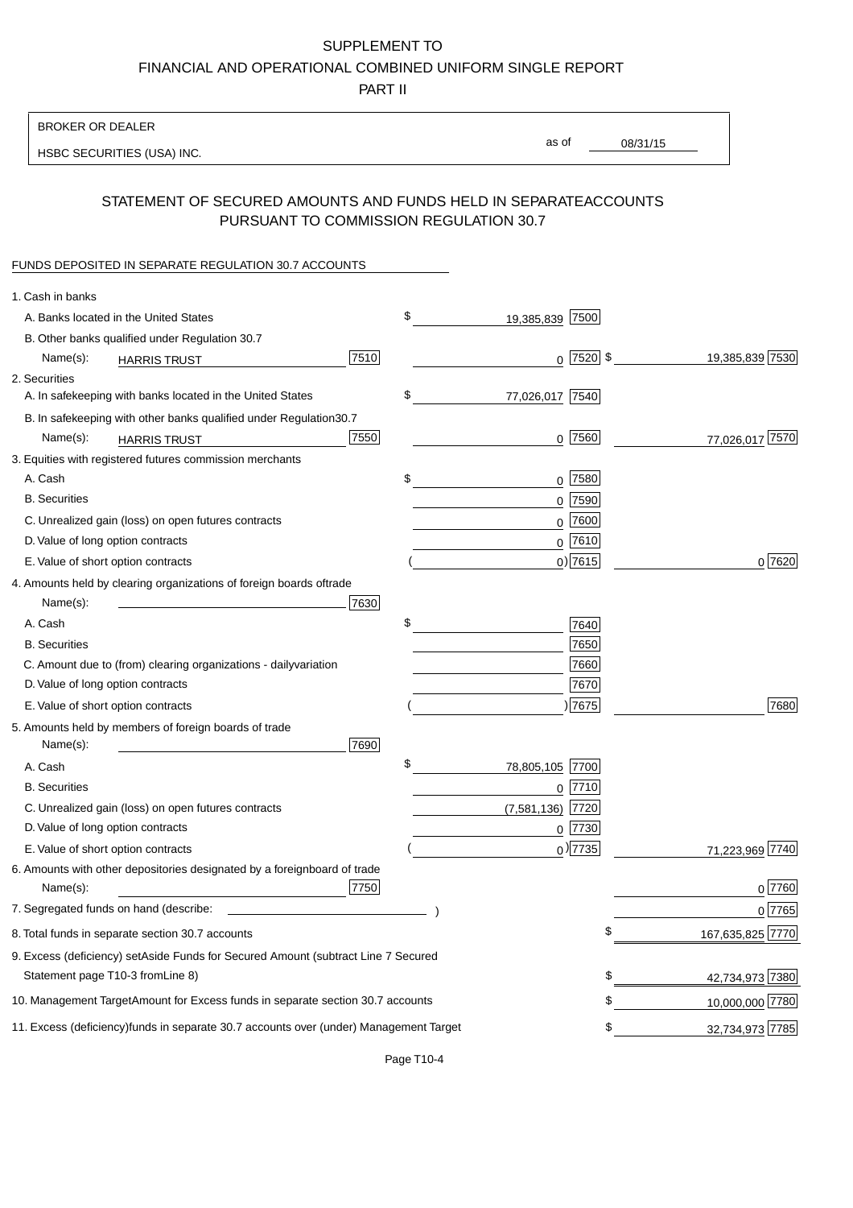SUPPLEMENT TO
FINANCIAL AND OPERATIONAL COMBINED UNIFORM SINGLE REPORT
PART II

BROKER OR DEALER
HSBC SECURITIES (USA) INC.

as of 08/31/15

## STATEMENT OF SECURED AMOUNTS AND FUNDS HELD IN SEPARATE ACCOUNTS PURSUANT TO COMMISSION REGULATION 30.7

FUNDS DEPOSITED IN SEPARATE REGULATION 30.7 ACCOUNTS

| | | | |
|---|---|---|---|
| 1. Cash in banks | | | |
| A. Banks located in the United States | | $ 19,385,839 [7500] | |
| B. Other banks qualified under Regulation 30.7 | | | |
| Name(s): HARRIS TRUST | [7510] | 0 [7520] | $ 19,385,839 [7530] |
| 2. Securities | | | |
| A. In safekeeping with banks located in the United States | | $ 77,026,017 [7540] | |
| B. In safekeeping with other banks qualified under Regulation 30.7 | | | |
| Name(s): HARRIS TRUST | [7550] | 0 [7560] | 77,026,017 [7570] |
| 3. Equities with registered futures commission merchants | | | |
| A. Cash | | $ 0 [7580] | |
| B. Securities | | 0 [7590] | |
| C. Unrealized gain (loss) on open futures contracts | | 0 [7600] | |
| D. Value of long option contracts | | 0 [7610] | |
| E. Value of short option contracts | | ( 0 ) [7615] | 0 [7620] |
| 4. Amounts held by clearing organizations of foreign boards of trade | | | |
| Name(s): | [7630] | | |
| A. Cash | | $ [7640] | |
| B. Securities | | [7650] | |
| C. Amount due to (from) clearing organizations - daily variation | | [7660] | |
| D. Value of long option contracts | | [7670] | |
| E. Value of short option contracts | | ( ) [7675] | [7680] |
| 5. Amounts held by members of foreign boards of trade | | | |
| Name(s): | [7690] | | |
| A. Cash | | $ 78,805,105 [7700] | |
| B. Securities | | 0 [7710] | |
| C. Unrealized gain (loss) on open futures contracts | | (7,581,136) [7720] | |
| D. Value of long option contracts | | 0 [7730] | |
| E. Value of short option contracts | | ( 0 ) [7735] | 71,223,969 [7740] |
| 6. Amounts with other depositories designated by a foreign board of trade | | | |
| Name(s): | [7750] | | 0 [7760] |
| 7. Segregated funds on hand (describe: ) | | | 0 [7765] |
| 8. Total funds in separate section 30.7 accounts | | | $ 167,635,825 [7770] |
| 9. Excess (deficiency) set Aside Funds for Secured Amount (subtract Line 7 Secured Statement page T10-3 from Line 8) | | | $ 42,734,973 [7380] |
| 10. Management Target Amount for Excess funds in separate section 30.7 accounts | | | $ 10,000,000 [7780] |
| 11. Excess (deficiency) funds in separate 30.7 accounts over (under) Management Target | | | $ 32,734,973 [7785] |

Page T10-4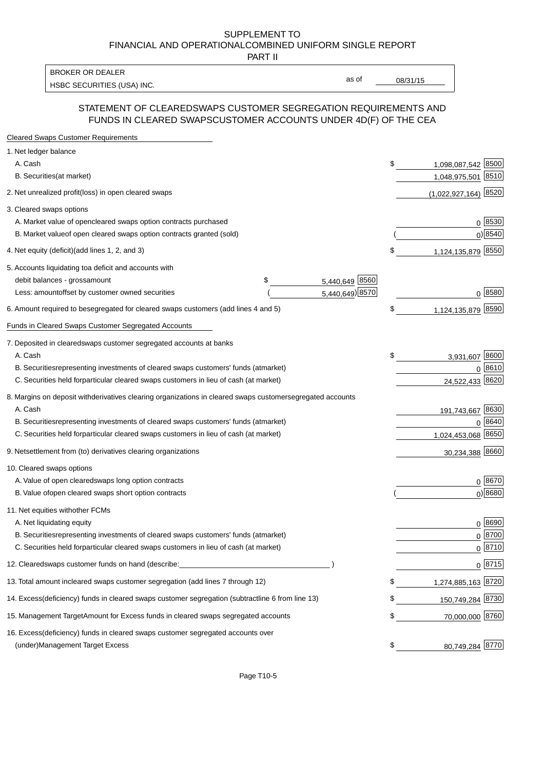SUPPLEMENT TO
FINANCIAL AND OPERATIONALCOMBINED UNIFORM SINGLE REPORT
PART II

| BROKER OR DEALER | | |
|---|---|---|
| HSBC SECURITIES (USA) INC. | as of | 08/31/15 |

## STATEMENT OF CLEAREDSWAPS CUSTOMER SEGREGATION REQUIREMENTS AND FUNDS IN CLEARED SWAPSCUSTOMER ACCOUNTS UNDER 4D(F) OF THE CEA

| Cleared Swaps Customer Requirements | | | | |
|---|---|---|---|---|
| 1. Net ledger balance | | | | |
| A. Cash | | | $ 1,098,087,542 | 8500 |
| B. Securities(at market) | | | 1,048,975,501 | 8510 |
| 2. Net unrealized profit(loss) in open cleared swaps | | | (1,022,927,164) | 8520 |
| 3. Cleared swaps options | | | | |
| A. Market value of opencleared swaps option contracts purchased | | | 0 | 8530 |
| B. Market valueof open cleared swaps option contracts granted (sold) | | | ( 0) | 8540 |
| 4. Net equity (deficit)(add lines 1, 2, and 3) | | | $ 1,124,135,879 | 8550 |
| 5. Accounts liquidating toa deficit and accounts with | | | | |
| debit balances - grossamount | $ 5,440,649 | 8560 | | |
| Less: amountoffset by customer owned securities | ( 5,440,649) | 8570 | 0 | 8580 |
| 6. Amount required to besegregated for cleared swaps customers (add lines 4 and 5) | | | $ 1,124,135,879 | 8590 |
| Funds in Cleared Swaps Customer Segregated Accounts | | | | |
| 7. Deposited in clearedswaps customer segregated accounts at banks | | | | |
| A. Cash | | | $ 3,931,607 | 8600 |
| B. Securitiesrepresenting investments of cleared swaps customers' funds (atmarket) | | | 0 | 8610 |
| C. Securities held forparticular cleared swaps customers in lieu of cash (at market) | | | 24,522,433 | 8620 |
| 8. Margins on deposit withderivatives clearing organizations in cleared swaps customersegregated accounts | | | | |
| A. Cash | | | 191,743,667 | 8630 |
| B. Securitiesrepresenting investments of cleared swaps customers' funds (atmarket) | | | 0 | 8640 |
| C. Securities held forparticular cleared swaps customers in lieu of cash (at market) | | | 1,024,453,068 | 8650 |
| 9. Netsettlement from (to) derivatives clearing organizations | | | 30,234,388 | 8660 |
| 10. Cleared swaps options | | | | |
| A. Value of open clearedswaps long option contracts | | | 0 | 8670 |
| B. Value ofopen cleared swaps short option contracts | | | ( 0) | 8680 |
| 11. Net equities withother FCMs | | | | |
| A. Net liquidating equity | | | 0 | 8690 |
| B. Securitiesrepresenting investments of cleared swaps customers' funds (atmarket) | | | 0 | 8700 |
| C. Securities held forparticular cleared swaps customers in lieu of cash (at market) | | | 0 | 8710 |
| 12. Clearedswaps customer funds on hand (describe:____________________ ) | | | 0 | 8715 |
| 13. Total amount incleared swaps customer segregation (add lines 7 through 12) | | | $ 1,274,885,163 | 8720 |
| 14. Excess(deficiency) funds in cleared swaps customer segregation (subtractline 6 from line 13) | | | $ 150,749,284 | 8730 |
| 15. Management TargetAmount for Excess funds in cleared swaps segregated accounts | | | $ 70,000,000 | 8760 |
| 16. Excess(deficiency) funds in cleared swaps customer segregated accounts over (under)Management Target Excess | | | $ 80,749,284 | 8770 |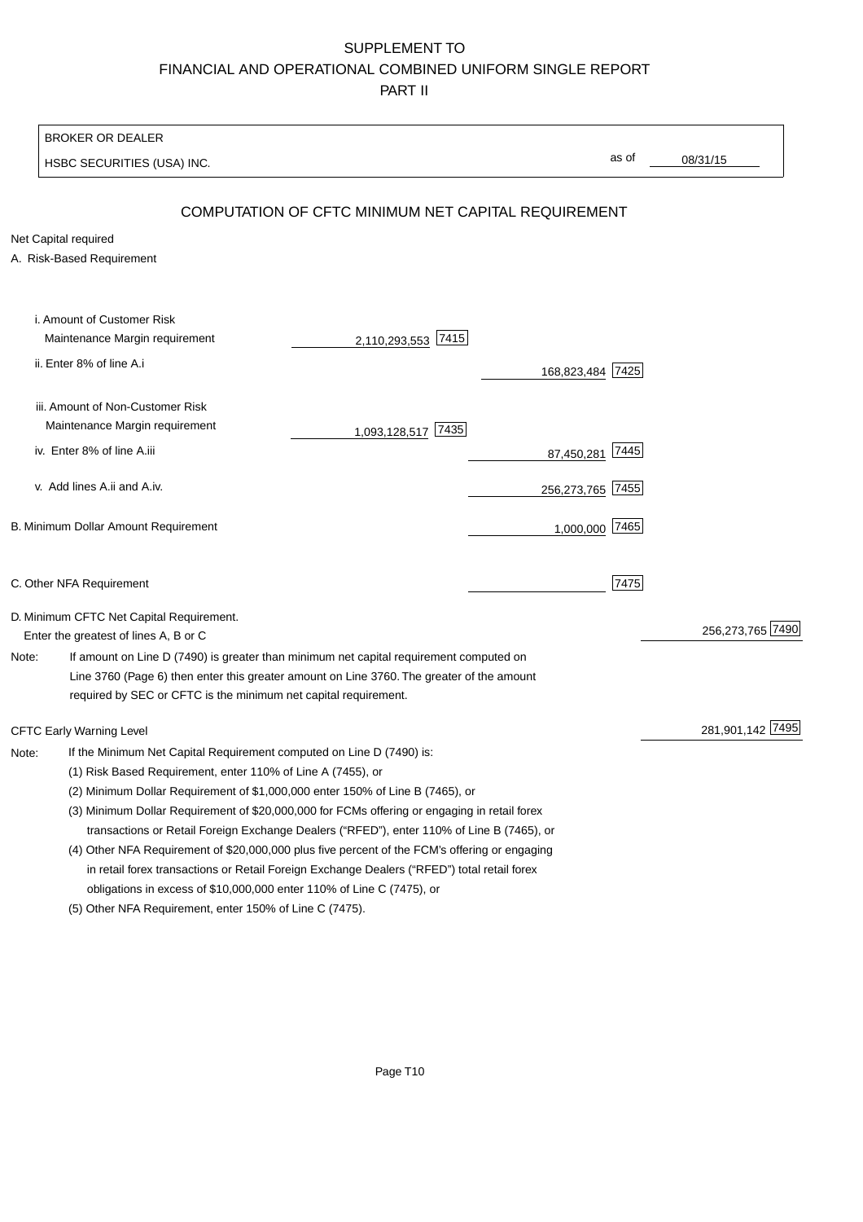# SUPPLEMENT TO
# FINANCIAL AND OPERATIONAL COMBINED UNIFORM SINGLE REPORT
# PART II

BROKER OR DEALER

HSBC SECURITIES (USA) INC. as of 08/31/15

## COMPUTATION OF CFTC MINIMUM NET CAPITAL REQUIREMENT

Net Capital required

A. Risk-Based Requirement

| | | | |
|---|---|---|---|
| i. Amount of Customer Risk Maintenance Margin requirement | 2,110,293,553 [7415] | | |
| ii. Enter 8% of line A.i | | 168,823,484 [7425] | |
| iii. Amount of Non-Customer Risk Maintenance Margin requirement | 1,093,128,517 [7435] | | |
| iv. Enter 8% of line A.iii | | 87,450,281 [7445] | |
| v. Add lines A.ii and A.iv. | | 256,273,765 [7455] | |
| B. Minimum Dollar Amount Requirement | | 1,000,000 [7465] | |
| C. Other NFA Requirement | | [7475] | |
| D. Minimum CFTC Net Capital Requirement. Enter the greatest of lines A, B or C | | | 256,273,765 [7490] |

Note: If amount on Line D (7490) is greater than minimum net capital requirement computed on Line 3760 (Page 6) then enter this greater amount on Line 3760. The greater of the amount required by SEC or CFTC is the minimum net capital requirement.

CFTC Early Warning Level 281,901,142 [7495]

Note: If the Minimum Net Capital Requirement computed on Line D (7490) is:

(1) Risk Based Requirement, enter 110% of Line A (7455), or

(2) Minimum Dollar Requirement of $1,000,000 enter 150% of Line B (7465), or

(3) Minimum Dollar Requirement of $20,000,000 for FCMs offering or engaging in retail forex transactions or Retail Foreign Exchange Dealers ("RFED"), enter 110% of Line B (7465), or

(4) Other NFA Requirement of $20,000,000 plus five percent of the FCM's offering or engaging in retail forex transactions or Retail Foreign Exchange Dealers ("RFED") total retail forex obligations in excess of $10,000,000 enter 110% of Line C (7475), or

(5) Other NFA Requirement, enter 150% of Line C (7475).